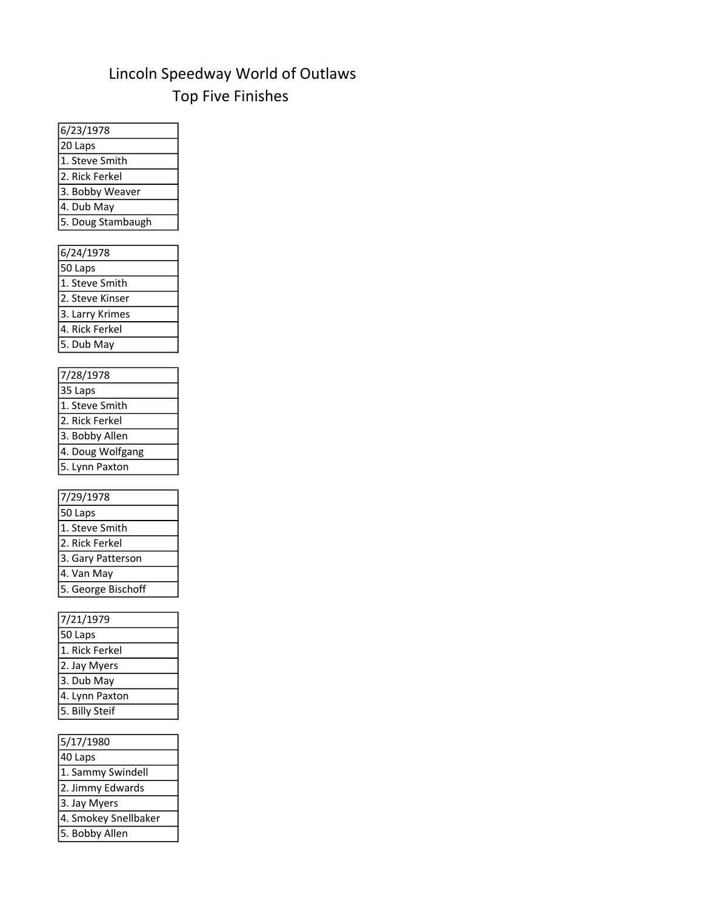# Lincoln Speedway World of Outlaws
## Top Five Finishes

| 6/23/1978 |
|---|
| 20 Laps |
| 1. Steve Smith |
| 2. Rick Ferkel |
| 3. Bobby Weaver |
| 4. Dub May |
| 5. Doug Stambaugh |

| 6/24/1978 |
|---|
| 50 Laps |
| 1. Steve Smith |
| 2. Steve Kinser |
| 3. Larry Krimes |
| 4. Rick Ferkel |
| 5. Dub May |

| 7/28/1978 |
|---|
| 35 Laps |
| 1. Steve Smith |
| 2. Rick Ferkel |
| 3. Bobby Allen |
| 4. Doug Wolfgang |
| 5. Lynn Paxton |

| 7/29/1978 |
|---|
| 50 Laps |
| 1. Steve Smith |
| 2. Rick Ferkel |
| 3. Gary Patterson |
| 4. Van May |
| 5. George Bischoff |

| 7/21/1979 |
|---|
| 50 Laps |
| 1. Rick Ferkel |
| 2. Jay Myers |
| 3. Dub May |
| 4. Lynn Paxton |
| 5. Billy Steif |

| 5/17/1980 |
|---|
| 40 Laps |
| 1. Sammy Swindell |
| 2. Jimmy Edwards |
| 3. Jay Myers |
| 4. Smokey Snellbaker |
| 5. Bobby Allen |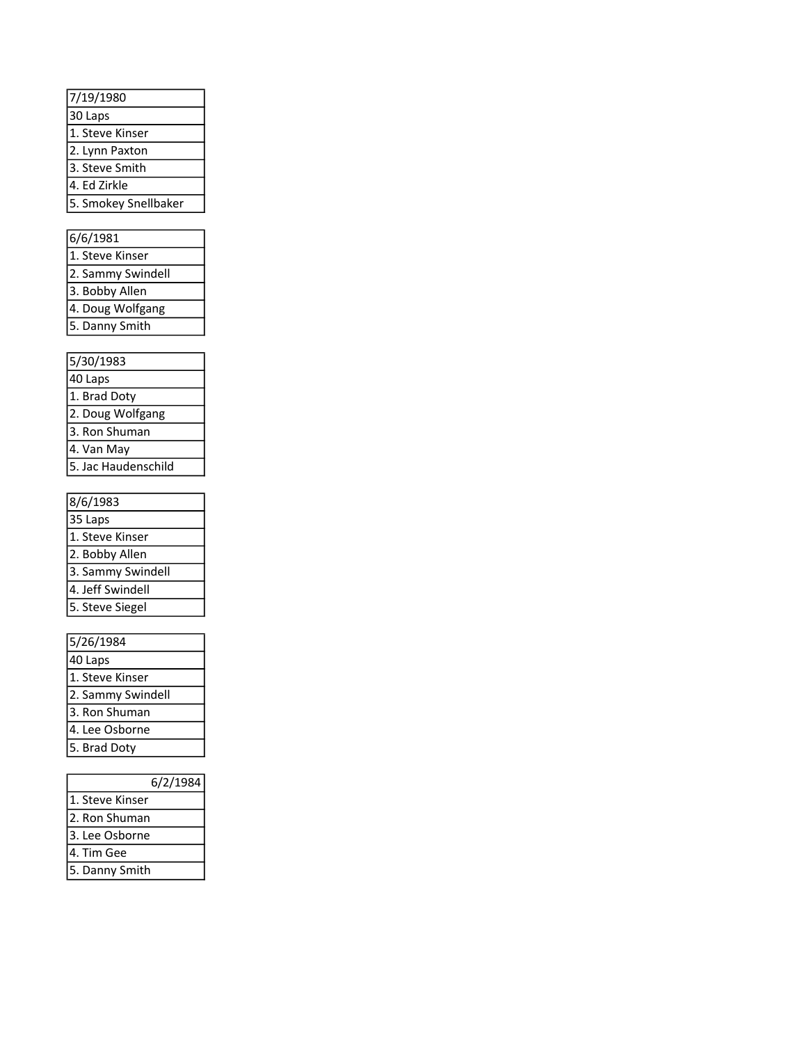| 7/19/1980 |
| --- |
| 30 Laps |
| 1. Steve Kinser |
| 2. Lynn Paxton |
| 3. Steve Smith |
| 4. Ed Zirkle |
| 5. Smokey Snellbaker |

| 6/6/1981 |
| --- |
| 1. Steve Kinser |
| 2. Sammy Swindell |
| 3. Bobby Allen |
| 4. Doug Wolfgang |
| 5. Danny Smith |

| 5/30/1983 |
| --- |
| 40 Laps |
| 1. Brad Doty |
| 2. Doug Wolfgang |
| 3. Ron Shuman |
| 4. Van May |
| 5. Jac Haudenschild |

| 8/6/1983 |
| --- |
| 35 Laps |
| 1. Steve Kinser |
| 2. Bobby Allen |
| 3. Sammy Swindell |
| 4. Jeff Swindell |
| 5. Steve Siegel |

| 5/26/1984 |
| --- |
| 40 Laps |
| 1. Steve Kinser |
| 2. Sammy Swindell |
| 3. Ron Shuman |
| 4. Lee Osborne |
| 5. Brad Doty |

| 6/2/1984 |
| --- |
| 1. Steve Kinser |
| 2. Ron Shuman |
| 3. Lee Osborne |
| 4. Tim Gee |
| 5. Danny Smith |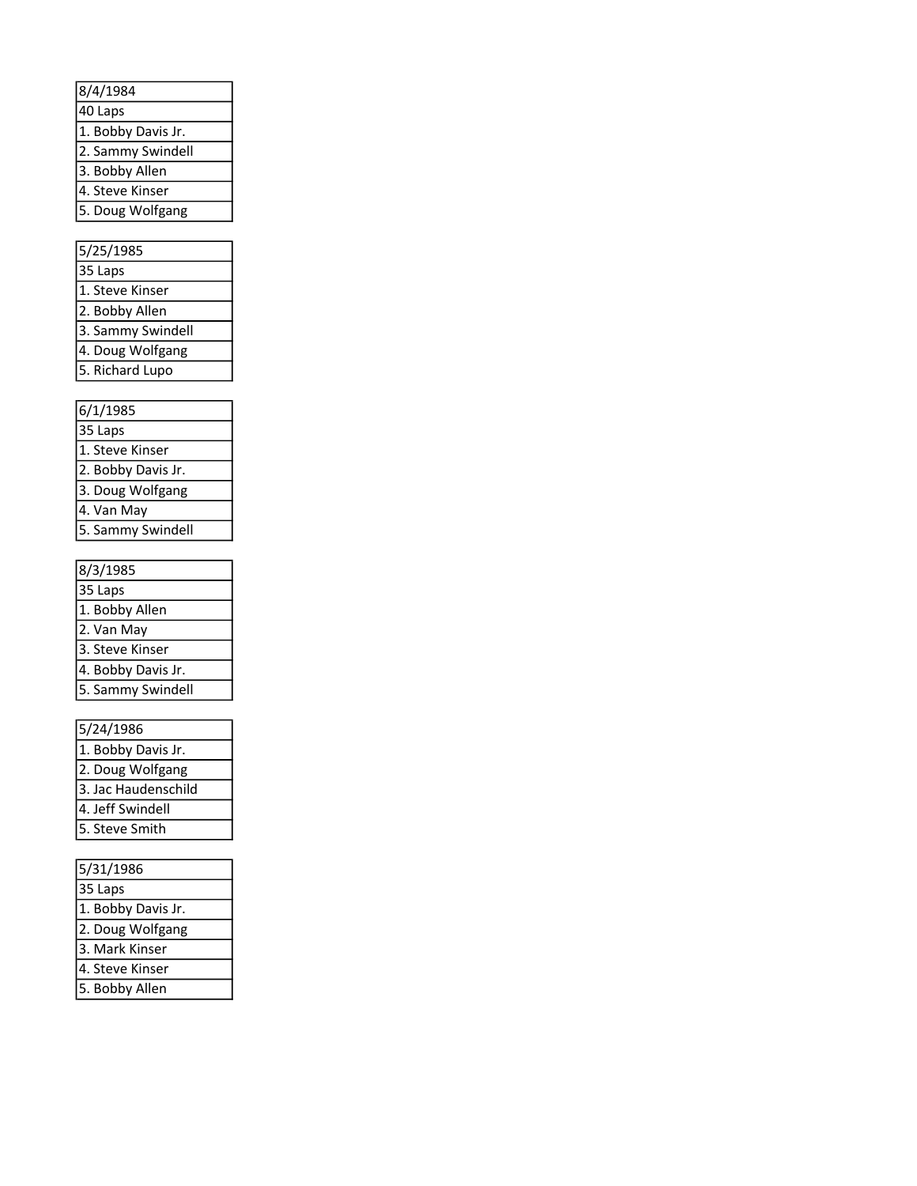| 8/4/1984 |
| --- |
| 40 Laps |
| 1. Bobby Davis Jr. |
| 2. Sammy Swindell |
| 3. Bobby Allen |
| 4. Steve Kinser |
| 5. Doug Wolfgang |

| 5/25/1985 |
| --- |
| 35 Laps |
| 1. Steve Kinser |
| 2. Bobby Allen |
| 3. Sammy Swindell |
| 4. Doug Wolfgang |
| 5. Richard Lupo |

| 6/1/1985 |
| --- |
| 35 Laps |
| 1. Steve Kinser |
| 2. Bobby Davis Jr. |
| 3. Doug Wolfgang |
| 4. Van May |
| 5. Sammy Swindell |

| 8/3/1985 |
| --- |
| 35 Laps |
| 1. Bobby Allen |
| 2. Van May |
| 3. Steve Kinser |
| 4. Bobby Davis Jr. |
| 5. Sammy Swindell |

| 5/24/1986 |
| --- |
| 1. Bobby Davis Jr. |
| 2. Doug Wolfgang |
| 3. Jac Haudenschild |
| 4. Jeff Swindell |
| 5. Steve Smith |

| 5/31/1986 |
| --- |
| 35 Laps |
| 1. Bobby Davis Jr. |
| 2. Doug Wolfgang |
| 3. Mark Kinser |
| 4. Steve Kinser |
| 5. Bobby Allen |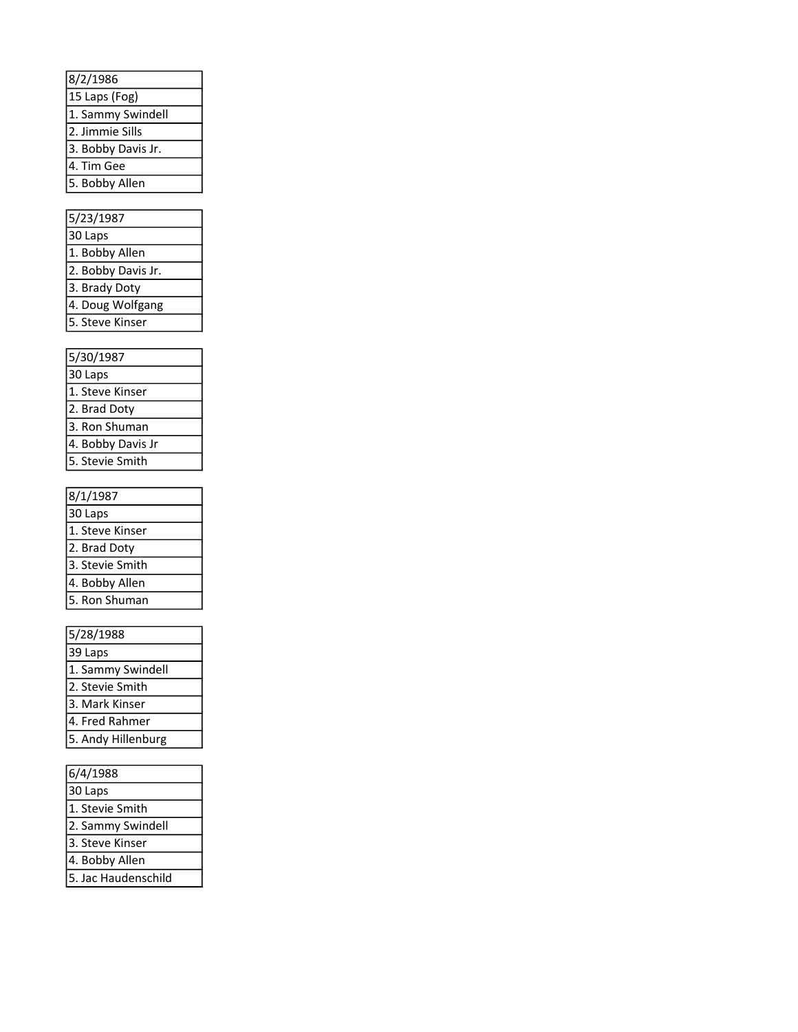| 8/2/1986 |
| --- |
| 15 Laps (Fog) |
| 1. Sammy Swindell |
| 2. Jimmie Sills |
| 3. Bobby Davis Jr. |
| 4. Tim Gee |
| 5. Bobby Allen |

| 5/23/1987 |
| --- |
| 30 Laps |
| 1. Bobby Allen |
| 2. Bobby Davis Jr. |
| 3. Brady Doty |
| 4. Doug Wolfgang |
| 5. Steve Kinser |

| 5/30/1987 |
| --- |
| 30 Laps |
| 1. Steve Kinser |
| 2. Brad Doty |
| 3. Ron Shuman |
| 4. Bobby Davis Jr |
| 5. Stevie Smith |

| 8/1/1987 |
| --- |
| 30 Laps |
| 1. Steve Kinser |
| 2. Brad Doty |
| 3. Stevie Smith |
| 4. Bobby Allen |
| 5. Ron Shuman |

| 5/28/1988 |
| --- |
| 39 Laps |
| 1. Sammy Swindell |
| 2. Stevie Smith |
| 3. Mark Kinser |
| 4. Fred Rahmer |
| 5. Andy Hillenburg |

| 6/4/1988 |
| --- |
| 30 Laps |
| 1. Stevie Smith |
| 2. Sammy Swindell |
| 3. Steve Kinser |
| 4. Bobby Allen |
| 5. Jac Haudenschild |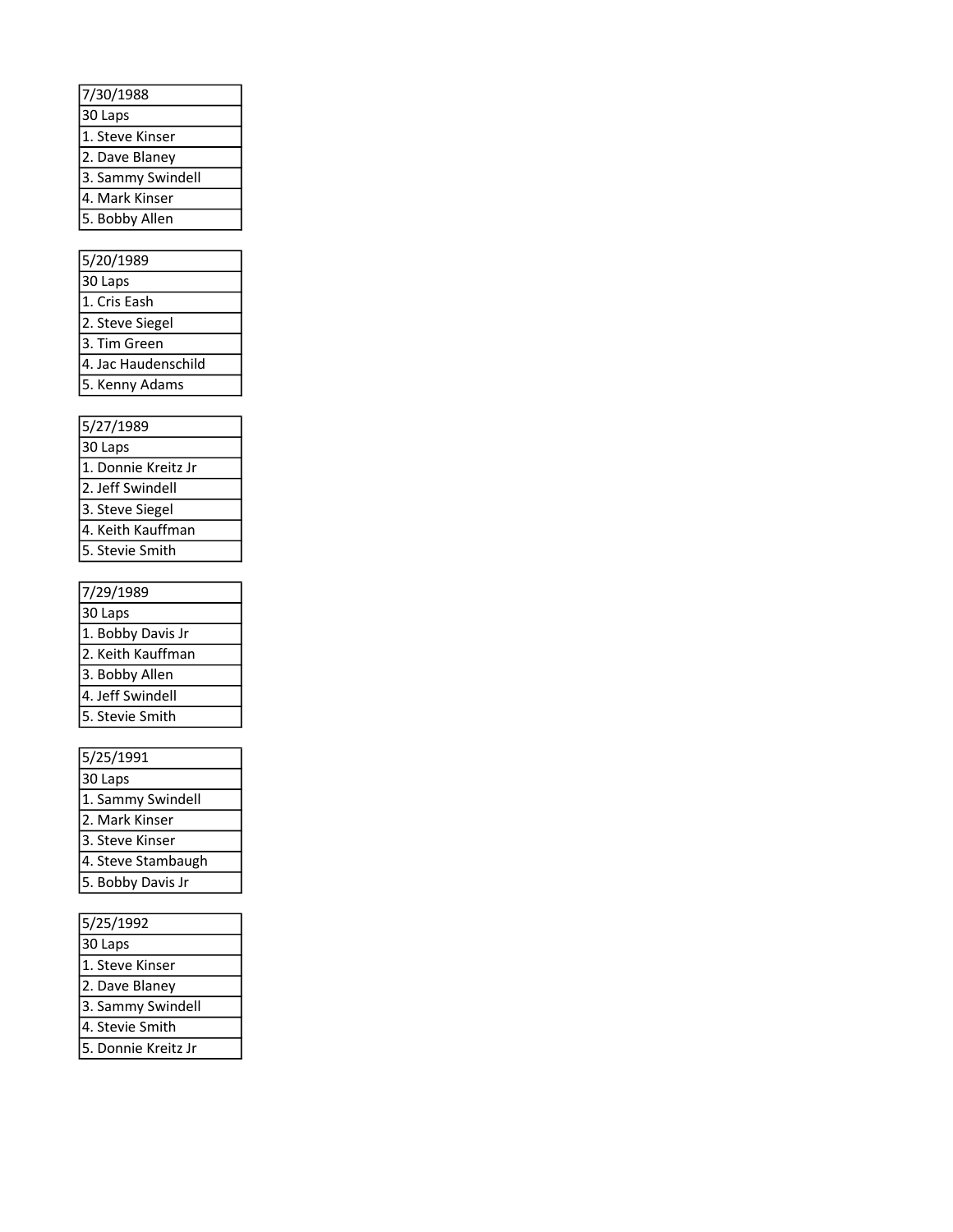| 7/30/1988 |
| --- |
| 30 Laps |
| 1. Steve Kinser |
| 2. Dave Blaney |
| 3. Sammy Swindell |
| 4. Mark Kinser |
| 5. Bobby Allen |

| 5/20/1989 |
| --- |
| 30 Laps |
| 1. Cris Eash |
| 2. Steve Siegel |
| 3. Tim Green |
| 4. Jac Haudenschild |
| 5. Kenny Adams |

| 5/27/1989 |
| --- |
| 30 Laps |
| 1. Donnie Kreitz Jr |
| 2. Jeff Swindell |
| 3. Steve Siegel |
| 4. Keith Kauffman |
| 5. Stevie Smith |

| 7/29/1989 |
| --- |
| 30 Laps |
| 1. Bobby Davis Jr |
| 2. Keith Kauffman |
| 3. Bobby Allen |
| 4. Jeff Swindell |
| 5. Stevie Smith |

| 5/25/1991 |
| --- |
| 30 Laps |
| 1. Sammy Swindell |
| 2. Mark Kinser |
| 3. Steve Kinser |
| 4. Steve Stambaugh |
| 5. Bobby Davis Jr |

| 5/25/1992 |
| --- |
| 30 Laps |
| 1. Steve Kinser |
| 2. Dave Blaney |
| 3. Sammy Swindell |
| 4. Stevie Smith |
| 5. Donnie Kreitz Jr |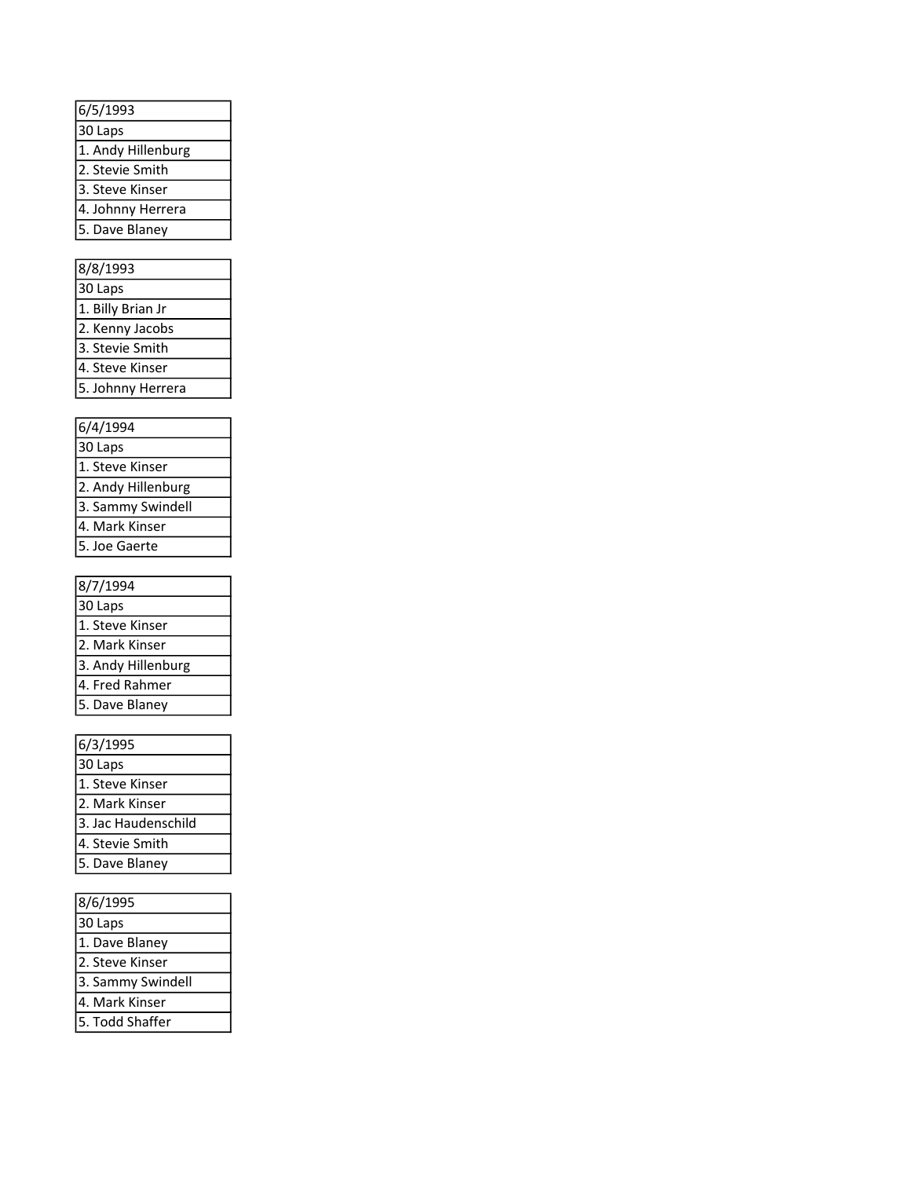| 6/5/1993 |
| --- |
| 30 Laps |
| 1. Andy Hillenburg |
| 2. Stevie Smith |
| 3. Steve Kinser |
| 4. Johnny Herrera |
| 5. Dave Blaney |

| 8/8/1993 |
| --- |
| 30 Laps |
| 1. Billy Brian Jr |
| 2. Kenny Jacobs |
| 3. Stevie Smith |
| 4. Steve Kinser |
| 5. Johnny Herrera |

| 6/4/1994 |
| --- |
| 30 Laps |
| 1. Steve Kinser |
| 2. Andy Hillenburg |
| 3. Sammy Swindell |
| 4. Mark Kinser |
| 5. Joe Gaerte |

| 8/7/1994 |
| --- |
| 30 Laps |
| 1. Steve Kinser |
| 2. Mark Kinser |
| 3. Andy Hillenburg |
| 4. Fred Rahmer |
| 5. Dave Blaney |

| 6/3/1995 |
| --- |
| 30 Laps |
| 1. Steve Kinser |
| 2. Mark Kinser |
| 3. Jac Haudenschild |
| 4. Stevie Smith |
| 5. Dave Blaney |

| 8/6/1995 |
| --- |
| 30 Laps |
| 1. Dave Blaney |
| 2. Steve Kinser |
| 3. Sammy Swindell |
| 4. Mark Kinser |
| 5. Todd Shaffer |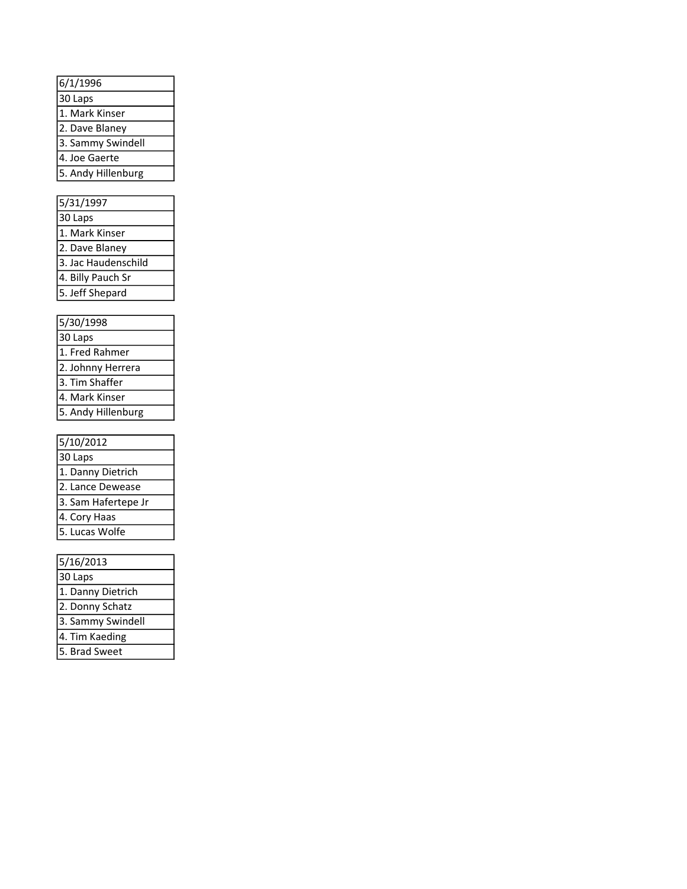| 6/1/1996 |
| --- |
| 30 Laps |
| 1. Mark Kinser |
| 2. Dave Blaney |
| 3. Sammy Swindell |
| 4. Joe Gaerte |
| 5. Andy Hillenburg |

| 5/31/1997 |
| --- |
| 30 Laps |
| 1. Mark Kinser |
| 2. Dave Blaney |
| 3. Jac Haudenschild |
| 4. Billy Pauch Sr |
| 5. Jeff Shepard |

| 5/30/1998 |
| --- |
| 30 Laps |
| 1. Fred Rahmer |
| 2. Johnny Herrera |
| 3. Tim Shaffer |
| 4. Mark Kinser |
| 5. Andy Hillenburg |

| 5/10/2012 |
| --- |
| 30 Laps |
| 1. Danny Dietrich |
| 2. Lance Dewease |
| 3. Sam Hafertepe Jr |
| 4. Cory Haas |
| 5. Lucas Wolfe |

| 5/16/2013 |
| --- |
| 30 Laps |
| 1. Danny Dietrich |
| 2. Donny Schatz |
| 3. Sammy Swindell |
| 4. Tim Kaeding |
| 5. Brad Sweet |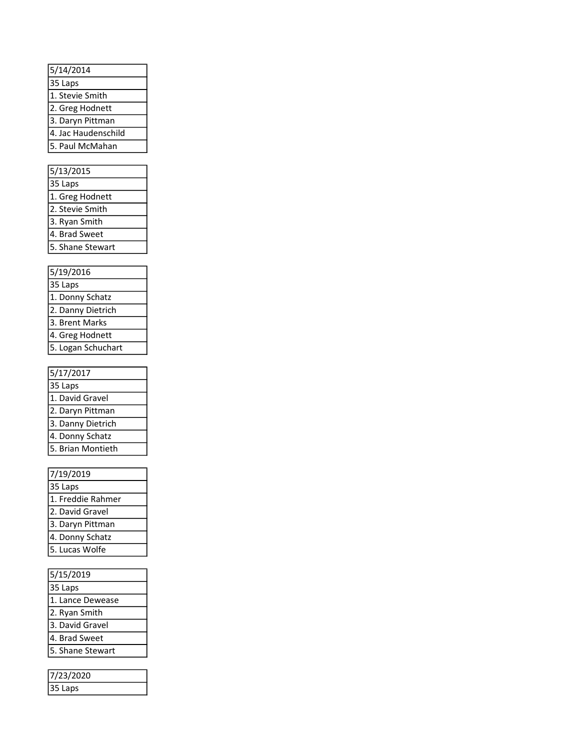| 5/14/2014 |
| --- |
| 35 Laps |
| 1. Stevie Smith |
| 2. Greg Hodnett |
| 3. Daryn Pittman |
| 4. Jac Haudenschild |
| 5. Paul McMahan |

| 5/13/2015 |
| --- |
| 35 Laps |
| 1. Greg Hodnett |
| 2. Stevie Smith |
| 3. Ryan Smith |
| 4. Brad Sweet |
| 5. Shane Stewart |

| 5/19/2016 |
| --- |
| 35 Laps |
| 1. Donny Schatz |
| 2. Danny Dietrich |
| 3. Brent Marks |
| 4. Greg Hodnett |
| 5. Logan Schuchart |

| 5/17/2017 |
| --- |
| 35 Laps |
| 1. David Gravel |
| 2. Daryn Pittman |
| 3. Danny Dietrich |
| 4. Donny Schatz |
| 5. Brian Montieth |

| 7/19/2019 |
| --- |
| 35 Laps |
| 1. Freddie Rahmer |
| 2. David Gravel |
| 3. Daryn Pittman |
| 4. Donny Schatz |
| 5. Lucas Wolfe |

| 5/15/2019 |
| --- |
| 35 Laps |
| 1. Lance Dewease |
| 2. Ryan Smith |
| 3. David Gravel |
| 4. Brad Sweet |
| 5. Shane Stewart |

| 7/23/2020 |
| --- |
| 35 Laps |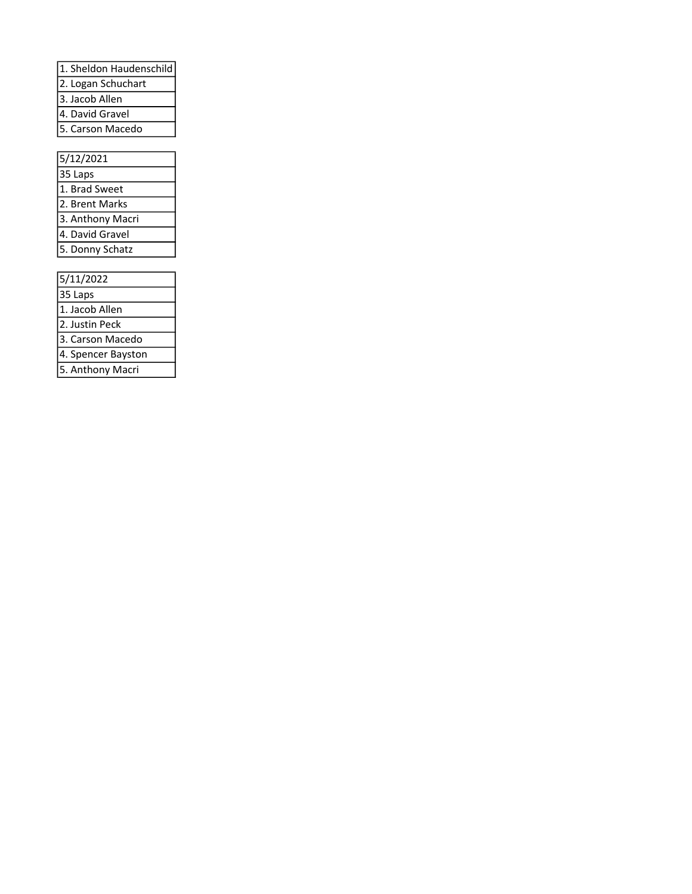| |
|---|
| 1. Sheldon Haudenschild |
| 2. Logan Schuchart |
| 3. Jacob Allen |
| 4. David Gravel |
| 5. Carson Macedo |

| 5/12/2021 |
|---|
| 35 Laps |
| 1. Brad Sweet |
| 2. Brent Marks |
| 3. Anthony Macri |
| 4. David Gravel |
| 5. Donny Schatz |

| 5/11/2022 |
|---|
| 35 Laps |
| 1. Jacob Allen |
| 2. Justin Peck |
| 3. Carson Macedo |
| 4. Spencer Bayston |
| 5. Anthony Macri |